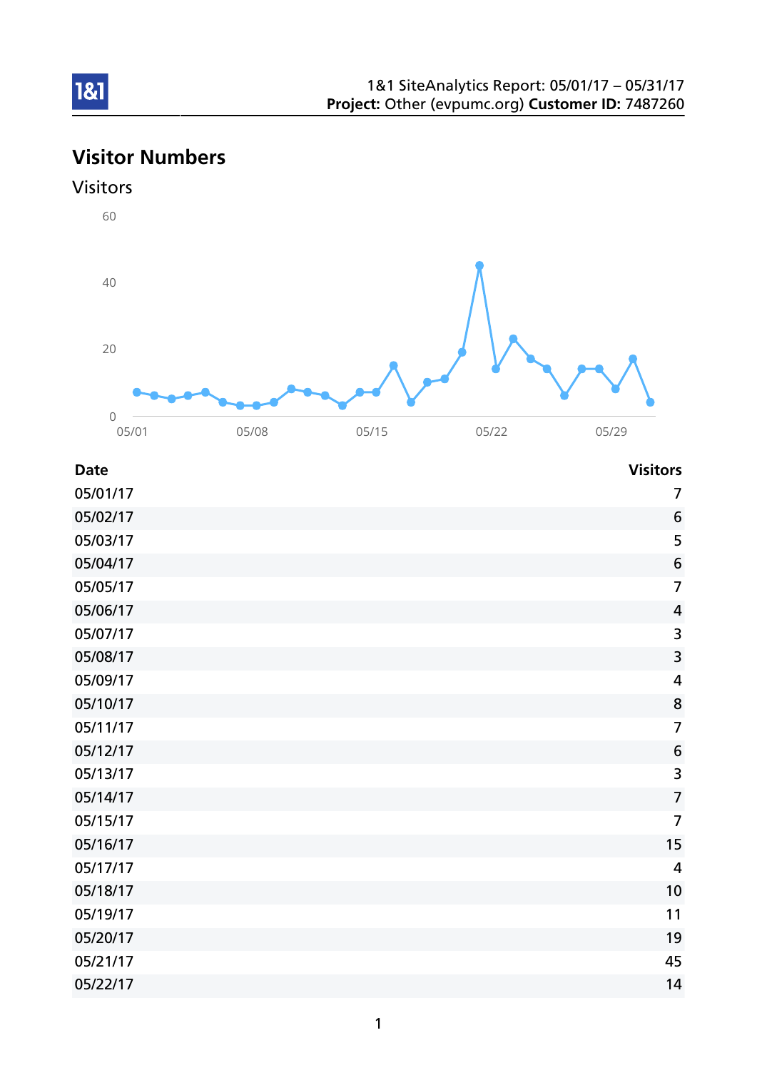1&1 SiteAnalytics Report: 05/01/17 – 05/31/17
**Project:** Other (evpumc.org) **Customer ID:** 7487260

# Visitor Numbers

## Visitors

| Date | Visitors |
|---|---|
| 05/01/17 | 7 |
| 05/02/17 | 6 |
| 05/03/17 | 5 |
| 05/04/17 | 6 |
| 05/05/17 | 7 |
| 05/06/17 | 4 |
| 05/07/17 | 3 |
| 05/08/17 | 3 |
| 05/09/17 | 4 |
| 05/10/17 | 8 |
| 05/11/17 | 7 |
| 05/12/17 | 6 |
| 05/13/17 | 3 |
| 05/14/17 | 7 |
| 05/15/17 | 7 |
| 05/16/17 | 15 |
| 05/17/17 | 4 |
| 05/18/17 | 10 |
| 05/19/17 | 11 |
| 05/20/17 | 19 |
| 05/21/17 | 45 |
| 05/22/17 | 14 |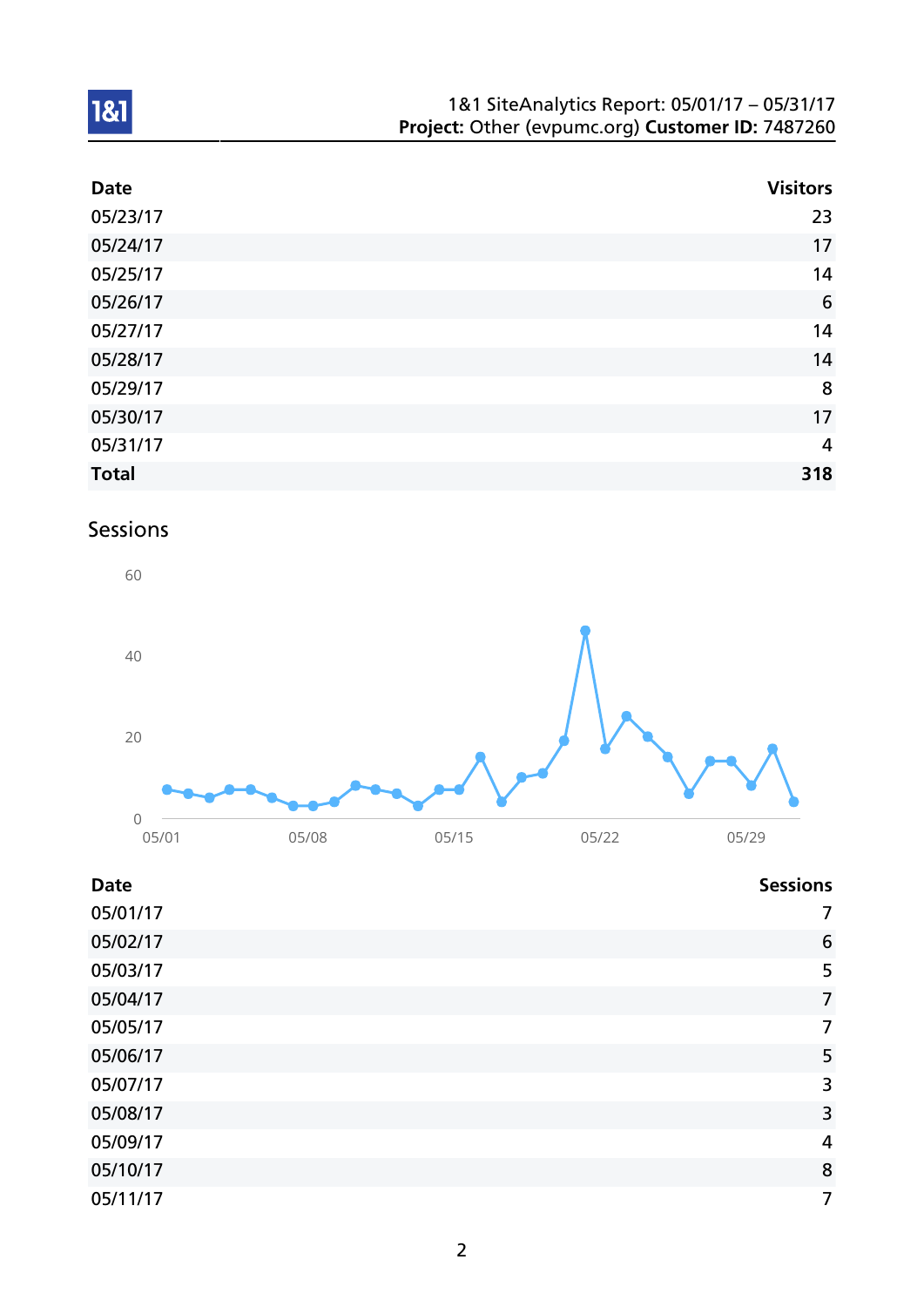| Date | Visitors |
|---|---|
| 05/23/17 | 23 |
| 05/24/17 | 17 |
| 05/25/17 | 14 |
| 05/26/17 | 6 |
| 05/27/17 | 14 |
| 05/28/17 | 14 |
| 05/29/17 | 8 |
| 05/30/17 | 17 |
| 05/31/17 | 4 |
| **Total** | **318** |

## Sessions

| Date | Sessions |
|---|---|
| 05/01/17 | 7 |
| 05/02/17 | 6 |
| 05/03/17 | 5 |
| 05/04/17 | 7 |
| 05/05/17 | 7 |
| 05/06/17 | 5 |
| 05/07/17 | 3 |
| 05/08/17 | 3 |
| 05/09/17 | 4 |
| 05/10/17 | 8 |
| 05/11/17 | 7 |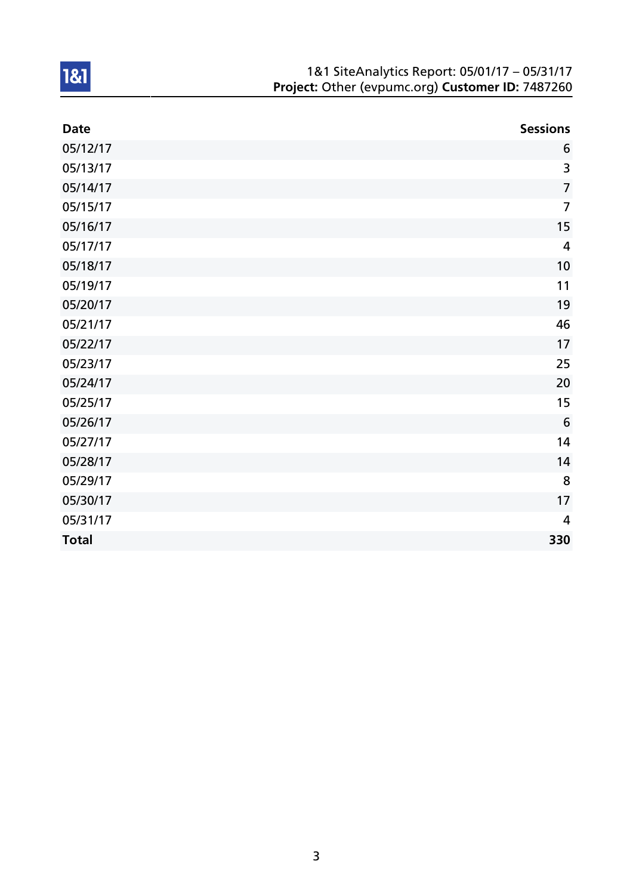| Date | Sessions |
|---|---|
| 05/12/17 | 6 |
| 05/13/17 | 3 |
| 05/14/17 | 7 |
| 05/15/17 | 7 |
| 05/16/17 | 15 |
| 05/17/17 | 4 |
| 05/18/17 | 10 |
| 05/19/17 | 11 |
| 05/20/17 | 19 |
| 05/21/17 | 46 |
| 05/22/17 | 17 |
| 05/23/17 | 25 |
| 05/24/17 | 20 |
| 05/25/17 | 15 |
| 05/26/17 | 6 |
| 05/27/17 | 14 |
| 05/28/17 | 14 |
| 05/29/17 | 8 |
| 05/30/17 | 17 |
| 05/31/17 | 4 |
| **Total** | **330** |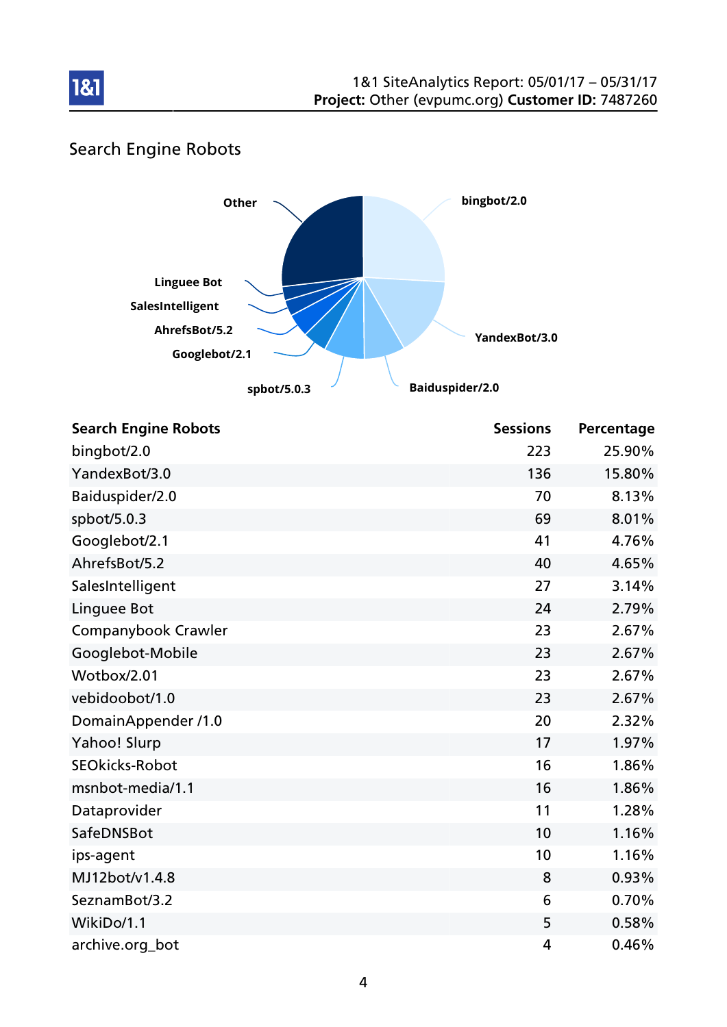## Search Engine Robots

| Search Engine Robots | Sessions | Percentage |
|---|---|---|
| bingbot/2.0 | 223 | 25.90% |
| YandexBot/3.0 | 136 | 15.80% |
| Baiduspider/2.0 | 70 | 8.13% |
| spbot/5.0.3 | 69 | 8.01% |
| Googlebot/2.1 | 41 | 4.76% |
| AhrefsBot/5.2 | 40 | 4.65% |
| SalesIntelligent | 27 | 3.14% |
| Linguee Bot | 24 | 2.79% |
| Companybook Crawler | 23 | 2.67% |
| Googlebot-Mobile | 23 | 2.67% |
| Wotbox/2.01 | 23 | 2.67% |
| vebidoobot/1.0 | 23 | 2.67% |
| DomainAppender /1.0 | 20 | 2.32% |
| Yahoo! Slurp | 17 | 1.97% |
| SEOkicks-Robot | 16 | 1.86% |
| msnbot-media/1.1 | 16 | 1.86% |
| Dataprovider | 11 | 1.28% |
| SafeDNSBot | 10 | 1.16% |
| ips-agent | 10 | 1.16% |
| MJ12bot/v1.4.8 | 8 | 0.93% |
| SeznamBot/3.2 | 6 | 0.70% |
| WikiDo/1.1 | 5 | 0.58% |
| archive.org_bot | 4 | 0.46% |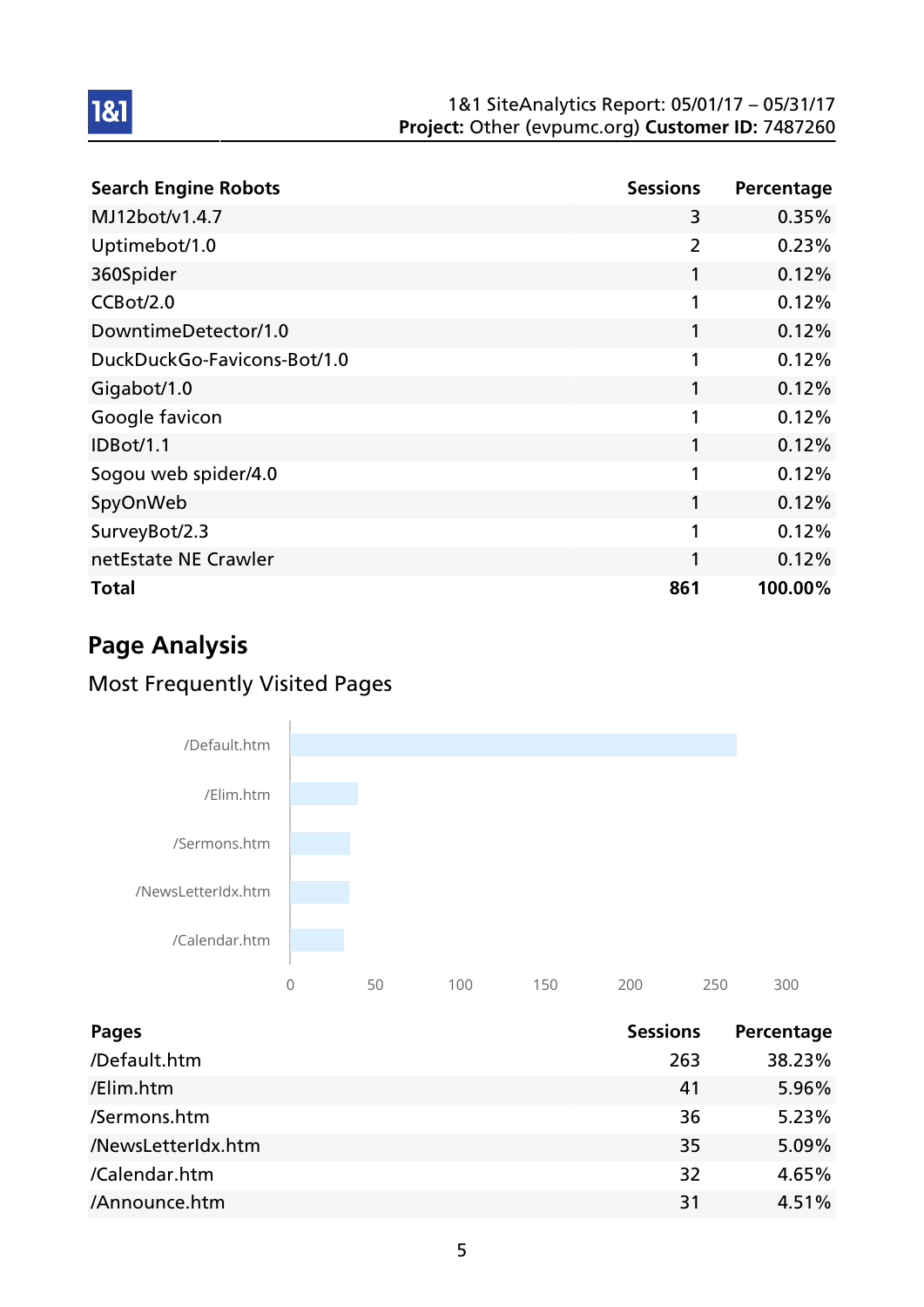| Search Engine Robots | Sessions | Percentage |
|---|---|---|
| MJ12bot/v1.4.7 | 3 | 0.35% |
| Uptimebot/1.0 | 2 | 0.23% |
| 360Spider | 1 | 0.12% |
| CCBot/2.0 | 1 | 0.12% |
| DowntimeDetector/1.0 | 1 | 0.12% |
| DuckDuckGo-Favicons-Bot/1.0 | 1 | 0.12% |
| Gigabot/1.0 | 1 | 0.12% |
| Google favicon | 1 | 0.12% |
| IDBot/1.1 | 1 | 0.12% |
| Sogou web spider/4.0 | 1 | 0.12% |
| SpyOnWeb | 1 | 0.12% |
| SurveyBot/2.3 | 1 | 0.12% |
| netEstate NE Crawler | 1 | 0.12% |
| **Total** | **861** | **100.00%** |

# Page Analysis

## Most Frequently Visited Pages

| Pages | Sessions | Percentage |
|---|---|---|
| /Default.htm | 263 | 38.23% |
| /Elim.htm | 41 | 5.96% |
| /Sermons.htm | 36 | 5.23% |
| /NewsLetterIdx.htm | 35 | 5.09% |
| /Calendar.htm | 32 | 4.65% |
| /Announce.htm | 31 | 4.51% |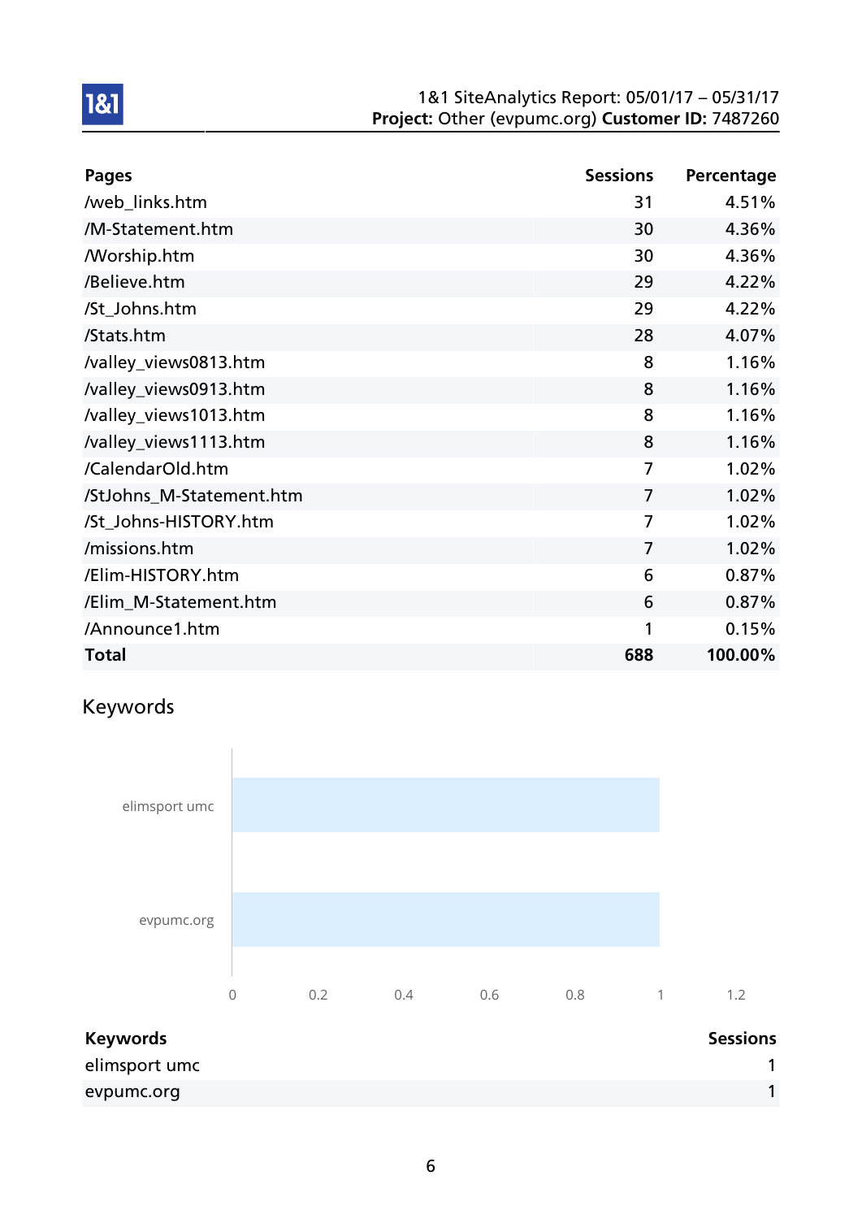| Pages | Sessions | Percentage |
|---|---|---|
| /web_links.htm | 31 | 4.51% |
| /M-Statement.htm | 30 | 4.36% |
| /Worship.htm | 30 | 4.36% |
| /Believe.htm | 29 | 4.22% |
| /St_Johns.htm | 29 | 4.22% |
| /Stats.htm | 28 | 4.07% |
| /valley_views0813.htm | 8 | 1.16% |
| /valley_views0913.htm | 8 | 1.16% |
| /valley_views1013.htm | 8 | 1.16% |
| /valley_views1113.htm | 8 | 1.16% |
| /CalendarOld.htm | 7 | 1.02% |
| /StJohns_M-Statement.htm | 7 | 1.02% |
| /St_Johns-HISTORY.htm | 7 | 1.02% |
| /missions.htm | 7 | 1.02% |
| /Elim-HISTORY.htm | 6 | 0.87% |
| /Elim_M-Statement.htm | 6 | 0.87% |
| /Announce1.htm | 1 | 0.15% |
| **Total** | **688** | **100.00%** |

## Keywords

| Keywords | Sessions |
|---|---|
| elimsport umc | 1 |
| evpumc.org | 1 |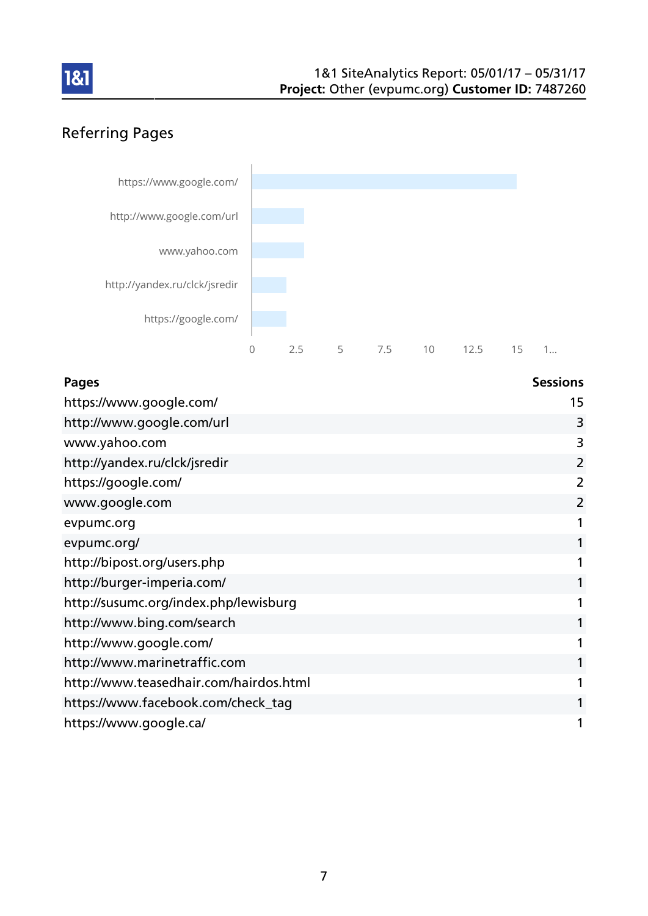## Referring Pages

| Pages | Sessions |
|---|---|
| https://www.google.com/ | 15 |
| http://www.google.com/url | 3 |
| www.yahoo.com | 3 |
| http://yandex.ru/clck/jsredir | 2 |
| https://google.com/ | 2 |
| www.google.com | 2 |
| evpumc.org | 1 |
| evpumc.org/ | 1 |
| http://bipost.org/users.php | 1 |
| http://burger-imperia.com/ | 1 |
| http://susumc.org/index.php/lewisburg | 1 |
| http://www.bing.com/search | 1 |
| http://www.google.com/ | 1 |
| http://www.marinetraffic.com | 1 |
| http://www.teasedhair.com/hairdos.html | 1 |
| https://www.facebook.com/check_tag | 1 |
| https://www.google.ca/ | 1 |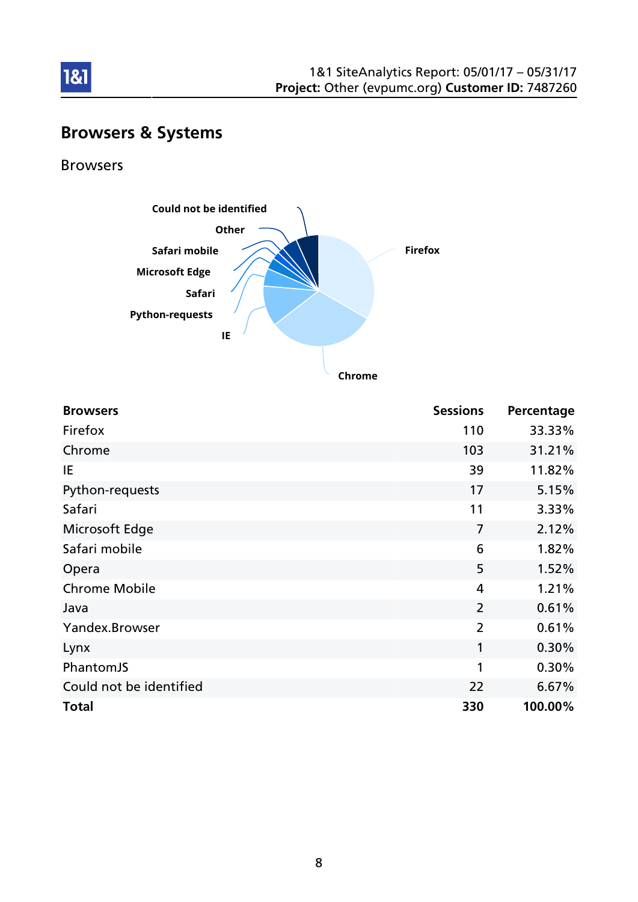# Browsers & Systems

## Browsers

| Browsers | Sessions | Percentage |
|---|---|---|
| Firefox | 110 | 33.33% |
| Chrome | 103 | 31.21% |
| IE | 39 | 11.82% |
| Python-requests | 17 | 5.15% |
| Safari | 11 | 3.33% |
| Microsoft Edge | 7 | 2.12% |
| Safari mobile | 6 | 1.82% |
| Opera | 5 | 1.52% |
| Chrome Mobile | 4 | 1.21% |
| Java | 2 | 0.61% |
| Yandex.Browser | 2 | 0.61% |
| Lynx | 1 | 0.30% |
| PhantomJS | 1 | 0.30% |
| Could not be identified | 22 | 6.67% |
| **Total** | **330** | **100.00%** |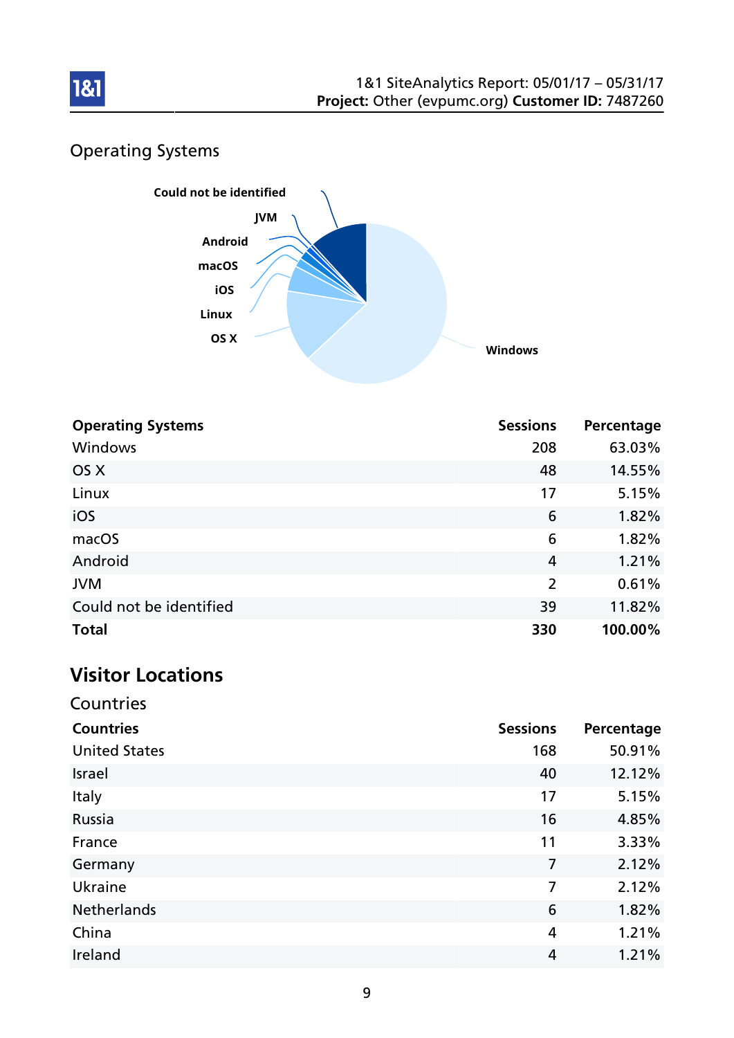## Operating Systems

| Operating Systems | Sessions | Percentage |
|---|---|---|
| Windows | 208 | 63.03% |
| OS X | 48 | 14.55% |
| Linux | 17 | 5.15% |
| iOS | 6 | 1.82% |
| macOS | 6 | 1.82% |
| Android | 4 | 1.21% |
| JVM | 2 | 0.61% |
| Could not be identified | 39 | 11.82% |
| **Total** | **330** | **100.00%** |

# Visitor Locations

## Countries

| Countries | Sessions | Percentage |
|---|---|---|
| United States | 168 | 50.91% |
| Israel | 40 | 12.12% |
| Italy | 17 | 5.15% |
| Russia | 16 | 4.85% |
| France | 11 | 3.33% |
| Germany | 7 | 2.12% |
| Ukraine | 7 | 2.12% |
| Netherlands | 6 | 1.82% |
| China | 4 | 1.21% |
| Ireland | 4 | 1.21% |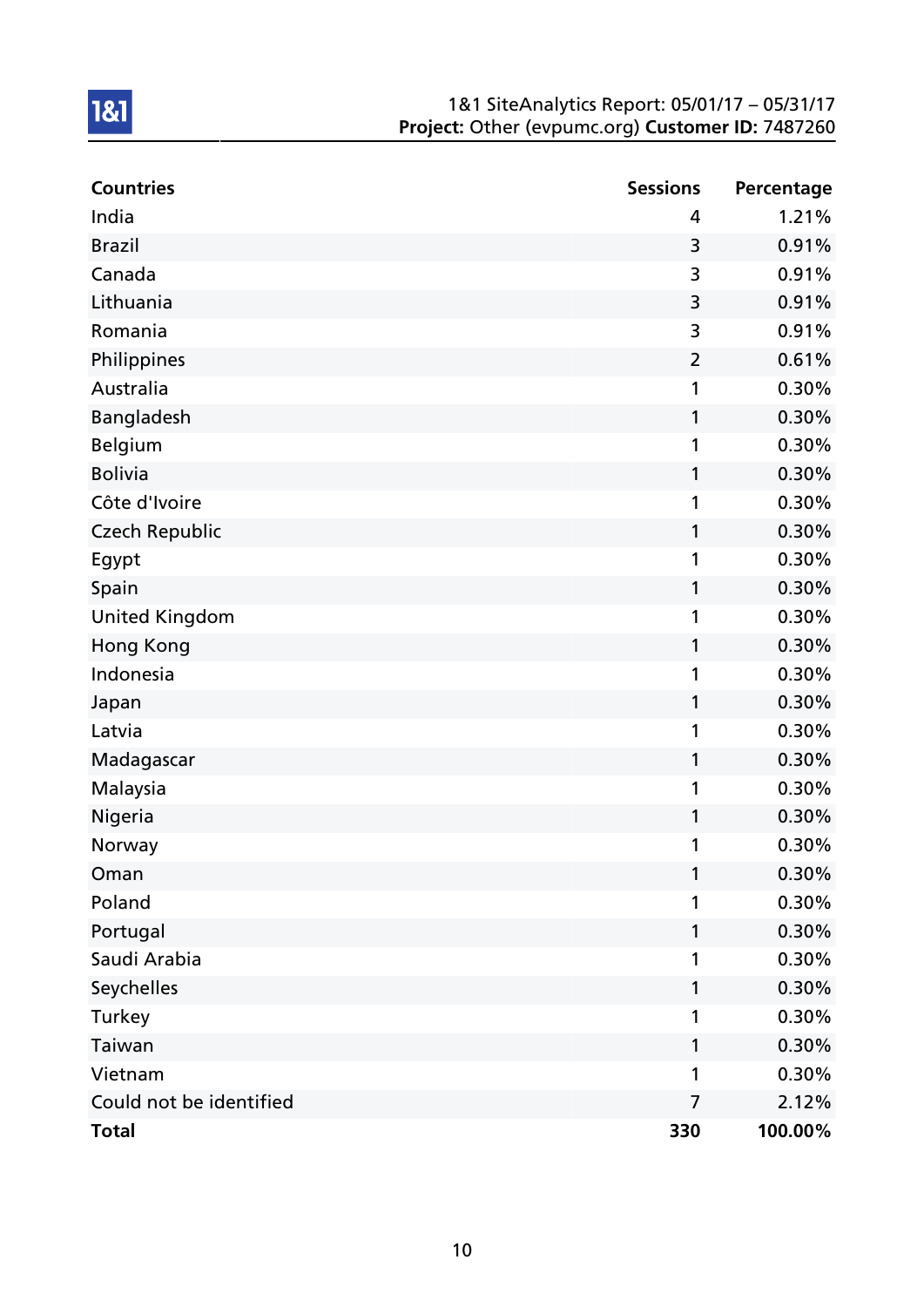| Countries | Sessions | Percentage |
| --- | --- | --- |
| India | 4 | 1.21% |
| Brazil | 3 | 0.91% |
| Canada | 3 | 0.91% |
| Lithuania | 3 | 0.91% |
| Romania | 3 | 0.91% |
| Philippines | 2 | 0.61% |
| Australia | 1 | 0.30% |
| Bangladesh | 1 | 0.30% |
| Belgium | 1 | 0.30% |
| Bolivia | 1 | 0.30% |
| Côte d'Ivoire | 1 | 0.30% |
| Czech Republic | 1 | 0.30% |
| Egypt | 1 | 0.30% |
| Spain | 1 | 0.30% |
| United Kingdom | 1 | 0.30% |
| Hong Kong | 1 | 0.30% |
| Indonesia | 1 | 0.30% |
| Japan | 1 | 0.30% |
| Latvia | 1 | 0.30% |
| Madagascar | 1 | 0.30% |
| Malaysia | 1 | 0.30% |
| Nigeria | 1 | 0.30% |
| Norway | 1 | 0.30% |
| Oman | 1 | 0.30% |
| Poland | 1 | 0.30% |
| Portugal | 1 | 0.30% |
| Saudi Arabia | 1 | 0.30% |
| Seychelles | 1 | 0.30% |
| Turkey | 1 | 0.30% |
| Taiwan | 1 | 0.30% |
| Vietnam | 1 | 0.30% |
| Could not be identified | 7 | 2.12% |
| **Total** | **330** | **100.00%** |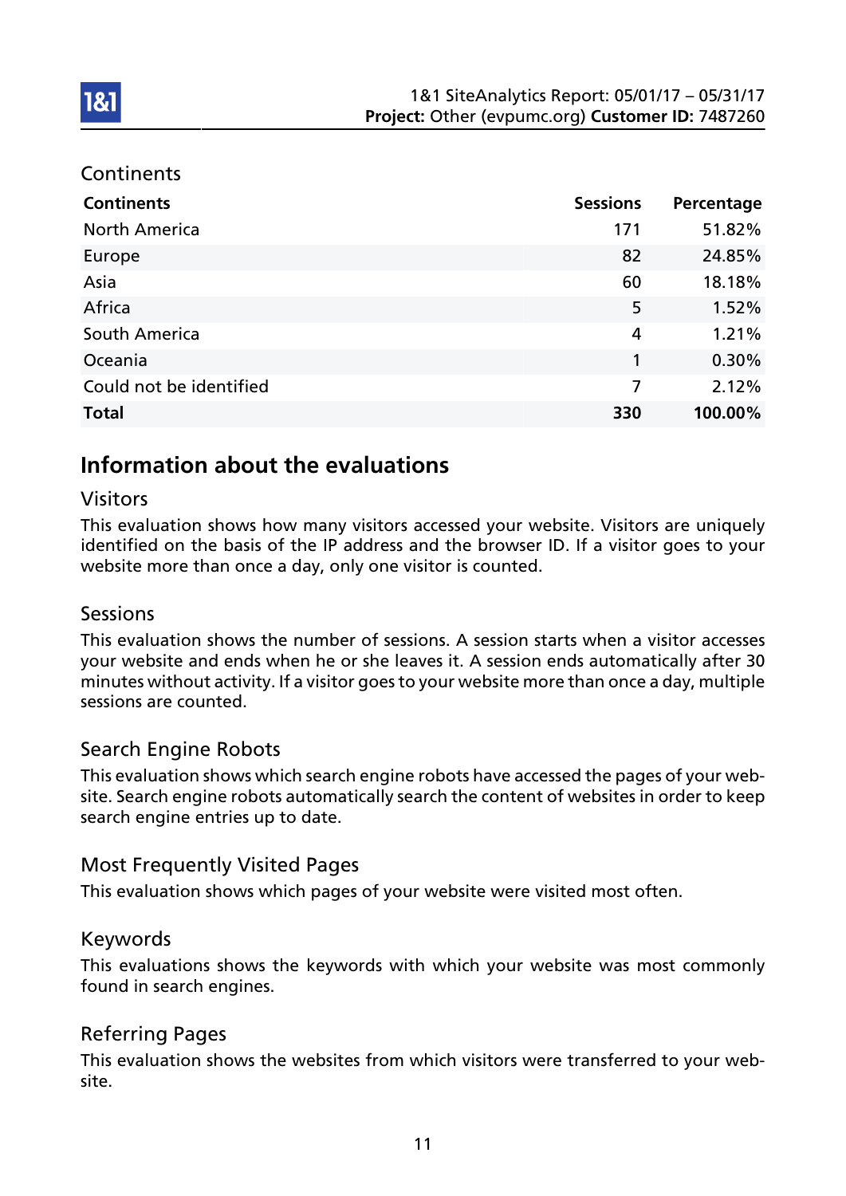## Continents

| Continents | Sessions | Percentage |
|---|---|---|
| North America | 171 | 51.82% |
| Europe | 82 | 24.85% |
| Asia | 60 | 18.18% |
| Africa | 5 | 1.52% |
| South America | 4 | 1.21% |
| Oceania | 1 | 0.30% |
| Could not be identified | 7 | 2.12% |
| **Total** | **330** | **100.00%** |

# Information about the evaluations

## Visitors

This evaluation shows how many visitors accessed your website. Visitors are uniquely identified on the basis of the IP address and the browser ID. If a visitor goes to your website more than once a day, only one visitor is counted.

## Sessions

This evaluation shows the number of sessions. A session starts when a visitor accesses your website and ends when he or she leaves it. A session ends automatically after 30 minutes without activity. If a visitor goes to your website more than once a day, multiple sessions are counted.

## Search Engine Robots

This evaluation shows which search engine robots have accessed the pages of your website. Search engine robots automatically search the content of websites in order to keep search engine entries up to date.

## Most Frequently Visited Pages

This evaluation shows which pages of your website were visited most often.

## Keywords

This evaluations shows the keywords with which your website was most commonly found in search engines.

## Referring Pages

This evaluation shows the websites from which visitors were transferred to your website.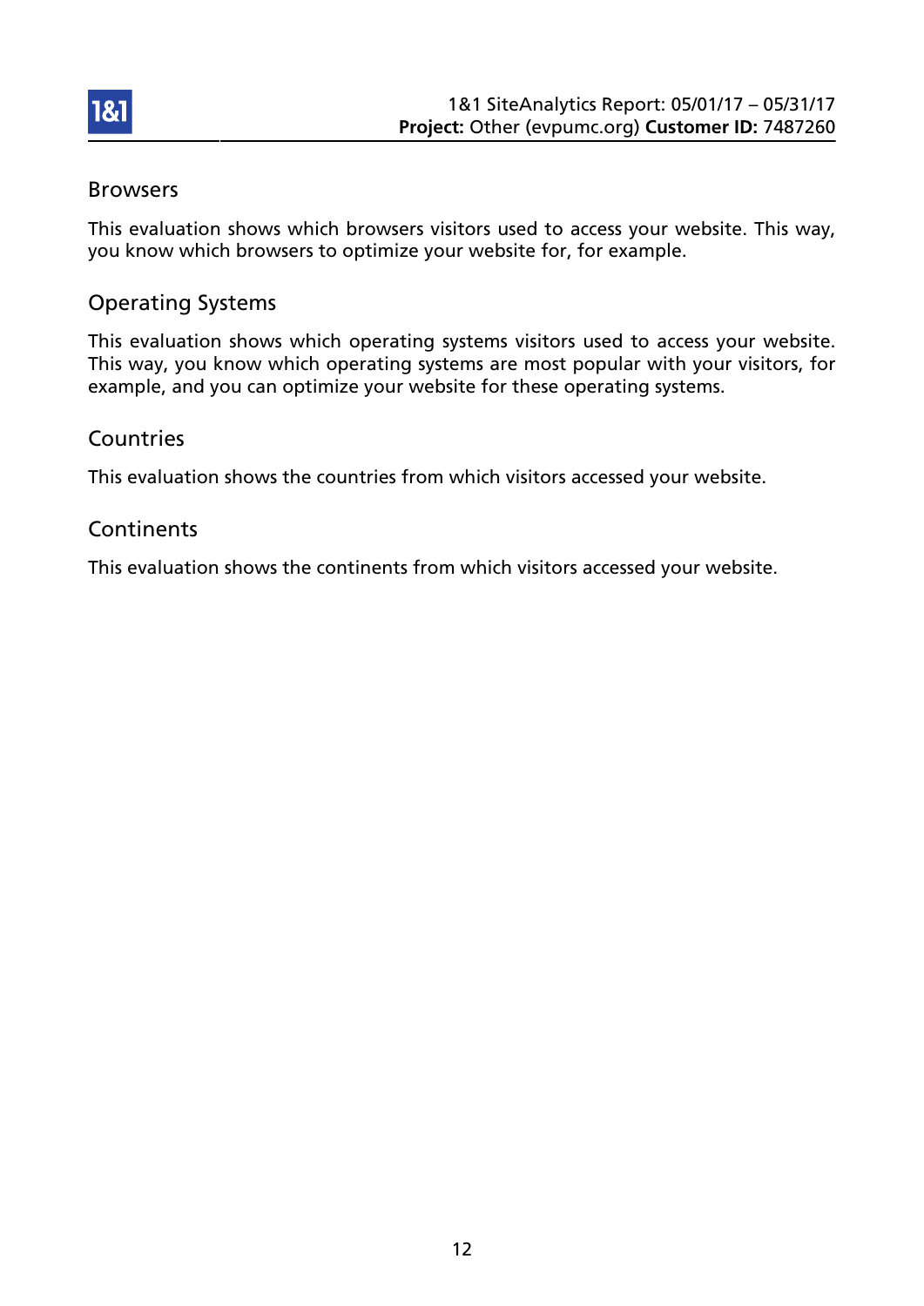## Browsers

This evaluation shows which browsers visitors used to access your website. This way, you know which browsers to optimize your website for, for example.

## Operating Systems

This evaluation shows which operating systems visitors used to access your website. This way, you know which operating systems are most popular with your visitors, for example, and you can optimize your website for these operating systems.

## Countries

This evaluation shows the countries from which visitors accessed your website.

## Continents

This evaluation shows the continents from which visitors accessed your website.